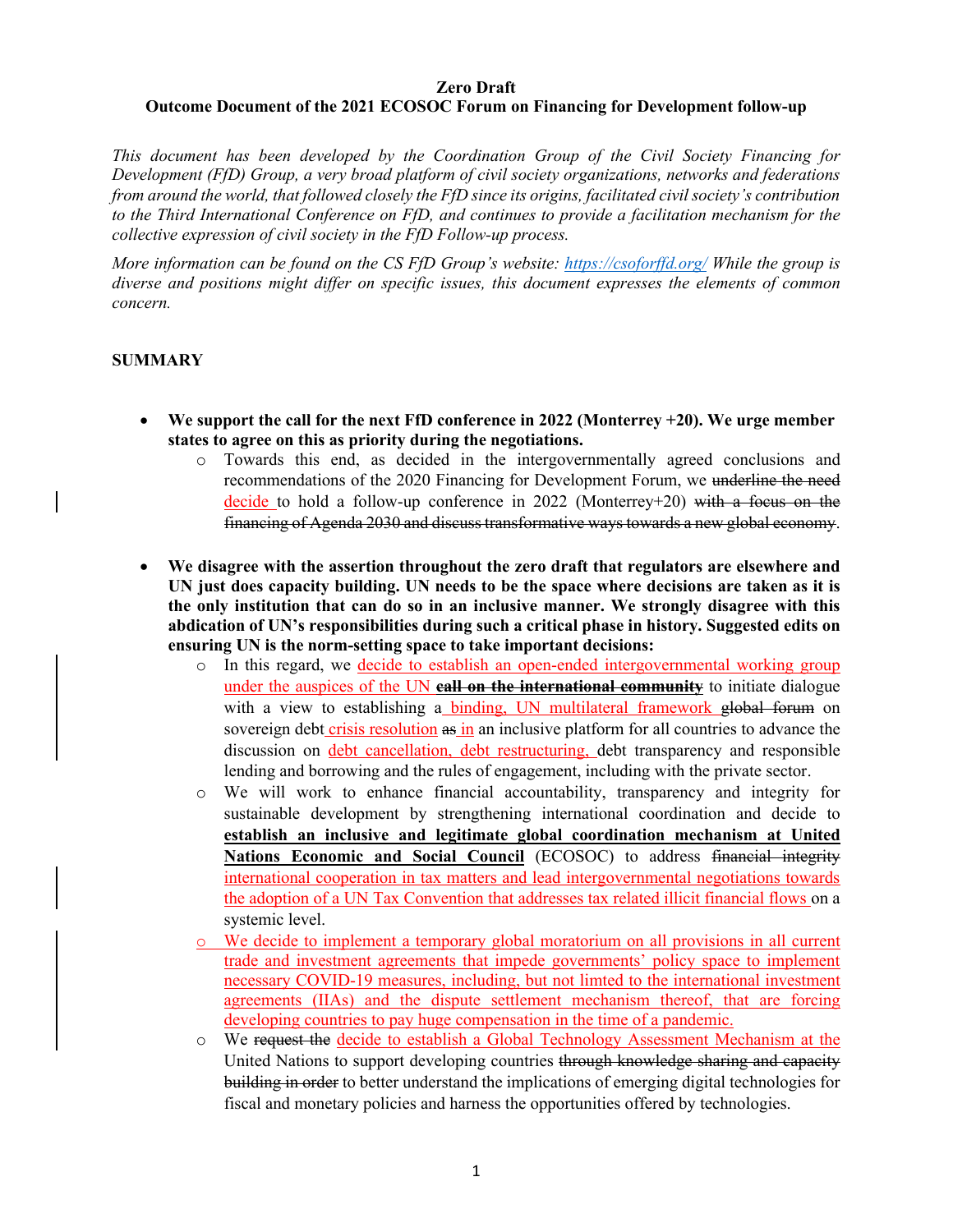**Zero Draft**
**Outcome Document of the 2021 ECOSOC Forum on Financing for Development follow-up**

*This document has been developed by the Coordination Group of the Civil Society Financing for Development (FfD) Group, a very broad platform of civil society organizations, networks and federations from around the world, that followed closely the FfD since its origins, facilitated civil society's contribution to the Third International Conference on FfD, and continues to provide a facilitation mechanism for the collective expression of civil society in the FfD Follow-up process.*

*More information can be found on the CS FfD Group's website: https://csoforffd.org/ While the group is diverse and positions might differ on specific issues, this document expresses the elements of common concern.*

## SUMMARY

- **We support the call for the next FfD conference in 2022 (Monterrey +20). We urge member states to agree on this as priority during the negotiations.**
  - Towards this end, as decided in the intergovernmentally agreed conclusions and recommendations of the 2020 Financing for Development Forum, we ~~underline the need~~ decide to hold a follow-up conference in 2022 (Monterrey+20) ~~with a focus on the financing of Agenda 2030 and discuss transformative ways towards a new global economy~~.

- **We disagree with the assertion throughout the zero draft that regulators are elsewhere and UN just does capacity building. UN needs to be the space where decisions are taken as it is the only institution that can do so in an inclusive manner. We strongly disagree with this abdication of UN's responsibilities during such a critical phase in history. Suggested edits on ensuring UN is the norm-setting space to take important decisions:**
  - In this regard, we decide to establish an open-ended intergovernmental working group under the auspices of the UN ~~**call on the international community**~~ to initiate dialogue with a view to establishing a binding, UN multilateral framework ~~global forum~~ on sovereign debt crisis resolution ~~as~~ in an inclusive platform for all countries to advance the discussion on debt cancellation, debt restructuring, debt transparency and responsible lending and borrowing and the rules of engagement, including with the private sector.
  - We will work to enhance financial accountability, transparency and integrity for sustainable development by strengthening international coordination and decide to **establish an inclusive and legitimate global coordination mechanism at United Nations Economic and Social Council** (ECOSOC) to address ~~financial integrity~~ international cooperation in tax matters and lead intergovernmental negotiations towards the adoption of a UN Tax Convention that addresses tax related illicit financial flows on a systemic level.
  - We decide to implement a temporary global moratorium on all provisions in all current trade and investment agreements that impede governments' policy space to implement necessary COVID-19 measures, including, but not limted to the international investment agreements (IIAs) and the dispute settlement mechanism thereof, that are forcing developing countries to pay huge compensation in the time of a pandemic.
  - We ~~request the~~ decide to establish a Global Technology Assessment Mechanism at the United Nations to support developing countries ~~through knowledge sharing and capacity building in order~~ to better understand the implications of emerging digital technologies for fiscal and monetary policies and harness the opportunities offered by technologies.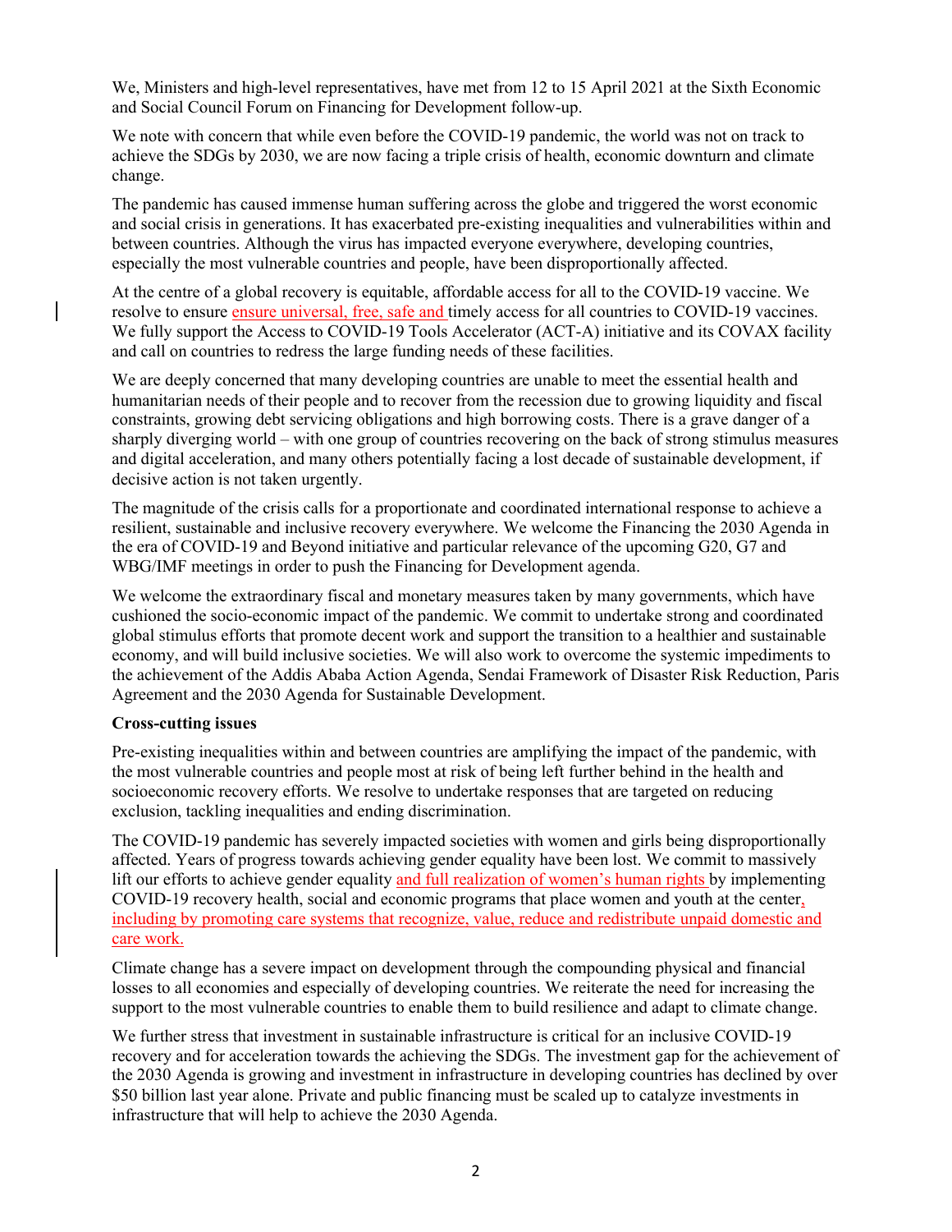We, Ministers and high-level representatives, have met from 12 to 15 April 2021 at the Sixth Economic and Social Council Forum on Financing for Development follow-up.

We note with concern that while even before the COVID-19 pandemic, the world was not on track to achieve the SDGs by 2030, we are now facing a triple crisis of health, economic downturn and climate change.

The pandemic has caused immense human suffering across the globe and triggered the worst economic and social crisis in generations. It has exacerbated pre-existing inequalities and vulnerabilities within and between countries. Although the virus has impacted everyone everywhere, developing countries, especially the most vulnerable countries and people, have been disproportionally affected.

At the centre of a global recovery is equitable, affordable access for all to the COVID-19 vaccine. We resolve to ensure ensure universal, free, safe and timely access for all countries to COVID-19 vaccines. We fully support the Access to COVID-19 Tools Accelerator (ACT-A) initiative and its COVAX facility and call on countries to redress the large funding needs of these facilities.

We are deeply concerned that many developing countries are unable to meet the essential health and humanitarian needs of their people and to recover from the recession due to growing liquidity and fiscal constraints, growing debt servicing obligations and high borrowing costs. There is a grave danger of a sharply diverging world – with one group of countries recovering on the back of strong stimulus measures and digital acceleration, and many others potentially facing a lost decade of sustainable development, if decisive action is not taken urgently.

The magnitude of the crisis calls for a proportionate and coordinated international response to achieve a resilient, sustainable and inclusive recovery everywhere. We welcome the Financing the 2030 Agenda in the era of COVID-19 and Beyond initiative and particular relevance of the upcoming G20, G7 and WBG/IMF meetings in order to push the Financing for Development agenda.

We welcome the extraordinary fiscal and monetary measures taken by many governments, which have cushioned the socio-economic impact of the pandemic. We commit to undertake strong and coordinated global stimulus efforts that promote decent work and support the transition to a healthier and sustainable economy, and will build inclusive societies. We will also work to overcome the systemic impediments to the achievement of the Addis Ababa Action Agenda, Sendai Framework of Disaster Risk Reduction, Paris Agreement and the 2030 Agenda for Sustainable Development.

**Cross-cutting issues**

Pre-existing inequalities within and between countries are amplifying the impact of the pandemic, with the most vulnerable countries and people most at risk of being left further behind in the health and socioeconomic recovery efforts. We resolve to undertake responses that are targeted on reducing exclusion, tackling inequalities and ending discrimination.

The COVID-19 pandemic has severely impacted societies with women and girls being disproportionally affected. Years of progress towards achieving gender equality have been lost. We commit to massively lift our efforts to achieve gender equality and full realization of women's human rights by implementing COVID-19 recovery health, social and economic programs that place women and youth at the center, including by promoting care systems that recognize, value, reduce and redistribute unpaid domestic and care work.

Climate change has a severe impact on development through the compounding physical and financial losses to all economies and especially of developing countries. We reiterate the need for increasing the support to the most vulnerable countries to enable them to build resilience and adapt to climate change.

We further stress that investment in sustainable infrastructure is critical for an inclusive COVID-19 recovery and for acceleration towards the achieving the SDGs. The investment gap for the achievement of the 2030 Agenda is growing and investment in infrastructure in developing countries has declined by over $50 billion last year alone. Private and public financing must be scaled up to catalyze investments in infrastructure that will help to achieve the 2030 Agenda.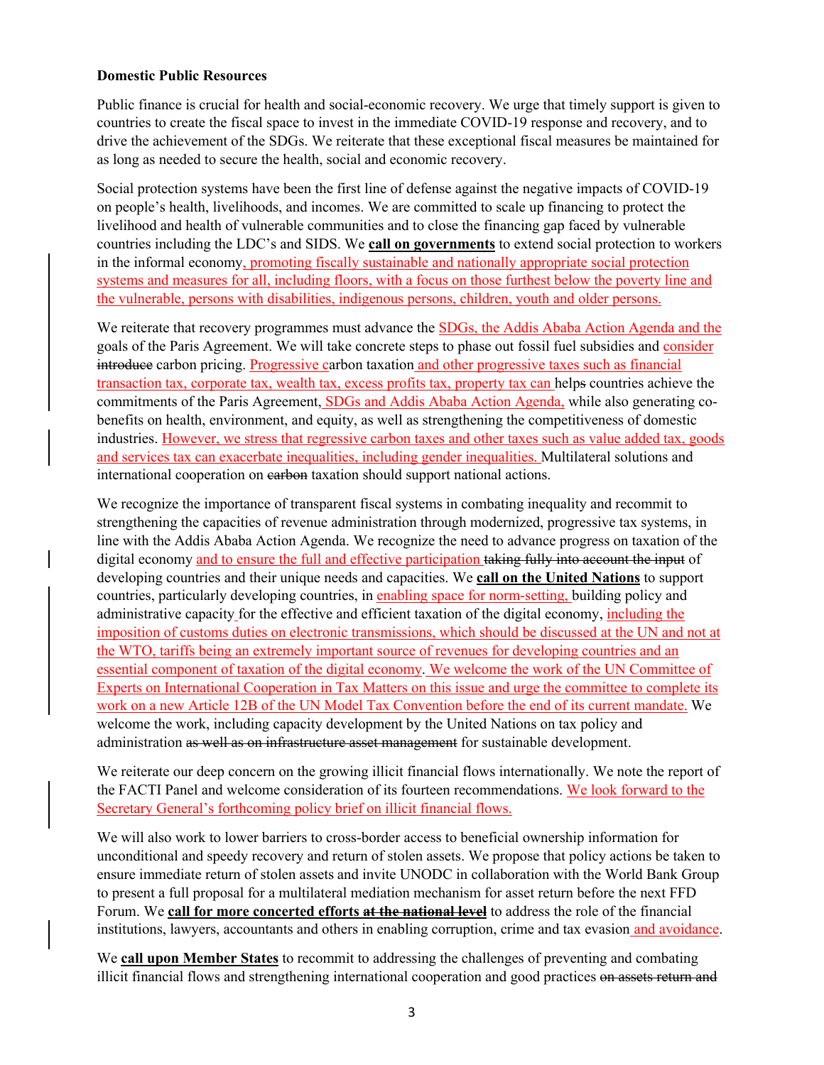**Domestic Public Resources**

Public finance is crucial for health and social-economic recovery. We urge that timely support is given to countries to create the fiscal space to invest in the immediate COVID-19 response and recovery, and to drive the achievement of the SDGs. We reiterate that these exceptional fiscal measures be maintained for as long as needed to secure the health, social and economic recovery.

Social protection systems have been the first line of defense against the negative impacts of COVID-19 on people's health, livelihoods, and incomes. We are committed to scale up financing to protect the livelihood and health of vulnerable communities and to close the financing gap faced by vulnerable countries including the LDC's and SIDS. We **call on governments** to extend social protection to workers in the informal economy, promoting fiscally sustainable and nationally appropriate social protection systems and measures for all, including floors, with a focus on those furthest below the poverty line and the vulnerable, persons with disabilities, indigenous persons, children, youth and older persons.

We reiterate that recovery programmes must advance the SDGs, the Addis Ababa Action Agenda and the goals of the Paris Agreement. We will take concrete steps to phase out fossil fuel subsidies and consider ~~introduce~~ carbon pricing. Progressive carbon taxation and other progressive taxes such as financial transaction tax, corporate tax, wealth tax, excess profits tax, property tax can help~~s~~ countries achieve the commitments of the Paris Agreement, SDGs and Addis Ababa Action Agenda, while also generating co-benefits on health, environment, and equity, as well as strengthening the competitiveness of domestic industries. However, we stress that regressive carbon taxes and other taxes such as value added tax, goods and services tax can exacerbate inequalities, including gender inequalities. Multilateral solutions and international cooperation on ~~carbon~~ taxation should support national actions.

We recognize the importance of transparent fiscal systems in combating inequality and recommit to strengthening the capacities of revenue administration through modernized, progressive tax systems, in line with the Addis Ababa Action Agenda. We recognize the need to advance progress on taxation of the digital economy and to ensure the full and effective participation ~~taking fully into account the input~~ of developing countries and their unique needs and capacities. We **call on the United Nations** to support countries, particularly developing countries, in enabling space for norm-setting, building policy and administrative capacity for the effective and efficient taxation of the digital economy, including the imposition of customs duties on electronic transmissions, which should be discussed at the UN and not at the WTO, tariffs being an extremely important source of revenues for developing countries and an essential component of taxation of the digital economy. We welcome the work of the UN Committee of Experts on International Cooperation in Tax Matters on this issue and urge the committee to complete its work on a new Article 12B of the UN Model Tax Convention before the end of its current mandate. We welcome the work, including capacity development by the United Nations on tax policy and administration ~~as well as on infrastructure asset management~~ for sustainable development.

We reiterate our deep concern on the growing illicit financial flows internationally. We note the report of the FACTI Panel and welcome consideration of its fourteen recommendations. We look forward to the Secretary General's forthcoming policy brief on illicit financial flows.

We will also work to lower barriers to cross-border access to beneficial ownership information for unconditional and speedy recovery and return of stolen assets. We propose that policy actions be taken to ensure immediate return of stolen assets and invite UNODC in collaboration with the World Bank Group to present a full proposal for a multilateral mediation mechanism for asset return before the next FFD Forum. We **call for more concerted efforts ~~at the national level~~** to address the role of the financial institutions, lawyers, accountants and others in enabling corruption, crime and tax evasion and avoidance.

We **call upon Member States** to recommit to addressing the challenges of preventing and combating illicit financial flows and strengthening international cooperation and good practices ~~on assets return and~~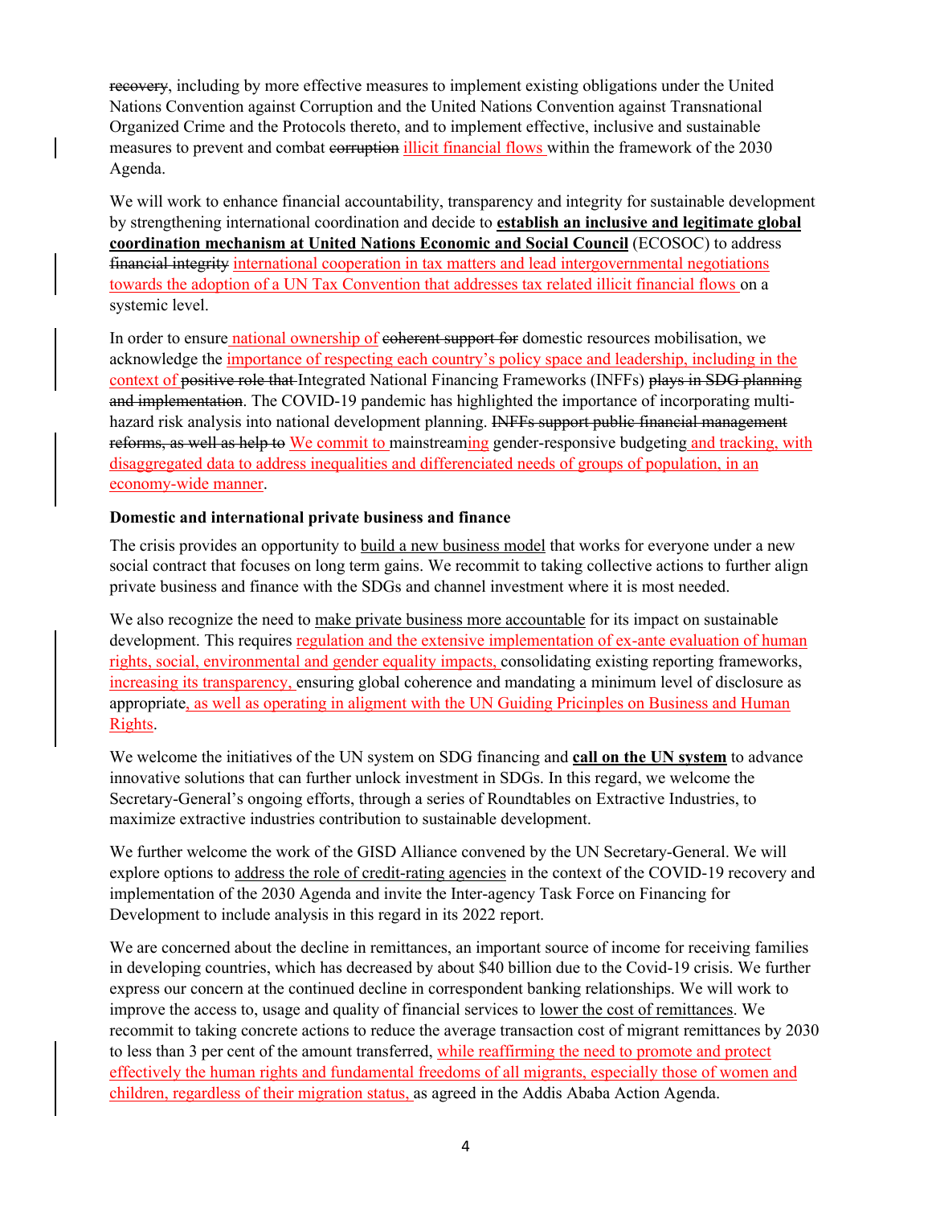~~recovery~~, including by more effective measures to implement existing obligations under the United Nations Convention against Corruption and the United Nations Convention against Transnational Organized Crime and the Protocols thereto, and to implement effective, inclusive and sustainable measures to prevent and combat ~~corruption~~ illicit financial flows within the framework of the 2030 Agenda.

We will work to enhance financial accountability, transparency and integrity for sustainable development by strengthening international coordination and decide to **establish an inclusive and legitimate global coordination mechanism at United Nations Economic and Social Council** (ECOSOC) to address ~~financial integrity~~ international cooperation in tax matters and lead intergovernmental negotiations towards the adoption of a UN Tax Convention that addresses tax related illicit financial flows on a systemic level.

In order to ensure national ownership of ~~coherent support for~~ domestic resources mobilisation, we acknowledge the importance of respecting each country's policy space and leadership, including in the context of ~~positive role that~~ Integrated National Financing Frameworks (INFFs) ~~plays in SDG planning and implementation~~. The COVID-19 pandemic has highlighted the importance of incorporating multi-hazard risk analysis into national development planning. ~~INFFs support public financial management reforms, as well as help to~~ We commit to mainstreaming gender-responsive budgeting and tracking, with disaggregated data to address inequalities and differenciated needs of groups of population, in an economy-wide manner.

**Domestic and international private business and finance**

The crisis provides an opportunity to build a new business model that works for everyone under a new social contract that focuses on long term gains. We recommit to taking collective actions to further align private business and finance with the SDGs and channel investment where it is most needed.

We also recognize the need to make private business more accountable for its impact on sustainable development. This requires regulation and the extensive implementation of ex-ante evaluation of human rights, social, environmental and gender equality impacts, consolidating existing reporting frameworks, increasing its transparency, ensuring global coherence and mandating a minimum level of disclosure as appropriate, as well as operating in aligment with the UN Guiding Pricinples on Business and Human Rights.

We welcome the initiatives of the UN system on SDG financing and **call on the UN system** to advance innovative solutions that can further unlock investment in SDGs. In this regard, we welcome the Secretary-General's ongoing efforts, through a series of Roundtables on Extractive Industries, to maximize extractive industries contribution to sustainable development.

We further welcome the work of the GISD Alliance convened by the UN Secretary-General. We will explore options to address the role of credit-rating agencies in the context of the COVID-19 recovery and implementation of the 2030 Agenda and invite the Inter-agency Task Force on Financing for Development to include analysis in this regard in its 2022 report.

We are concerned about the decline in remittances, an important source of income for receiving families in developing countries, which has decreased by about $40 billion due to the Covid-19 crisis. We further express our concern at the continued decline in correspondent banking relationships. We will work to improve the access to, usage and quality of financial services to lower the cost of remittances. We recommit to taking concrete actions to reduce the average transaction cost of migrant remittances by 2030 to less than 3 per cent of the amount transferred, while reaffirming the need to promote and protect effectively the human rights and fundamental freedoms of all migrants, especially those of women and children, regardless of their migration status, as agreed in the Addis Ababa Action Agenda.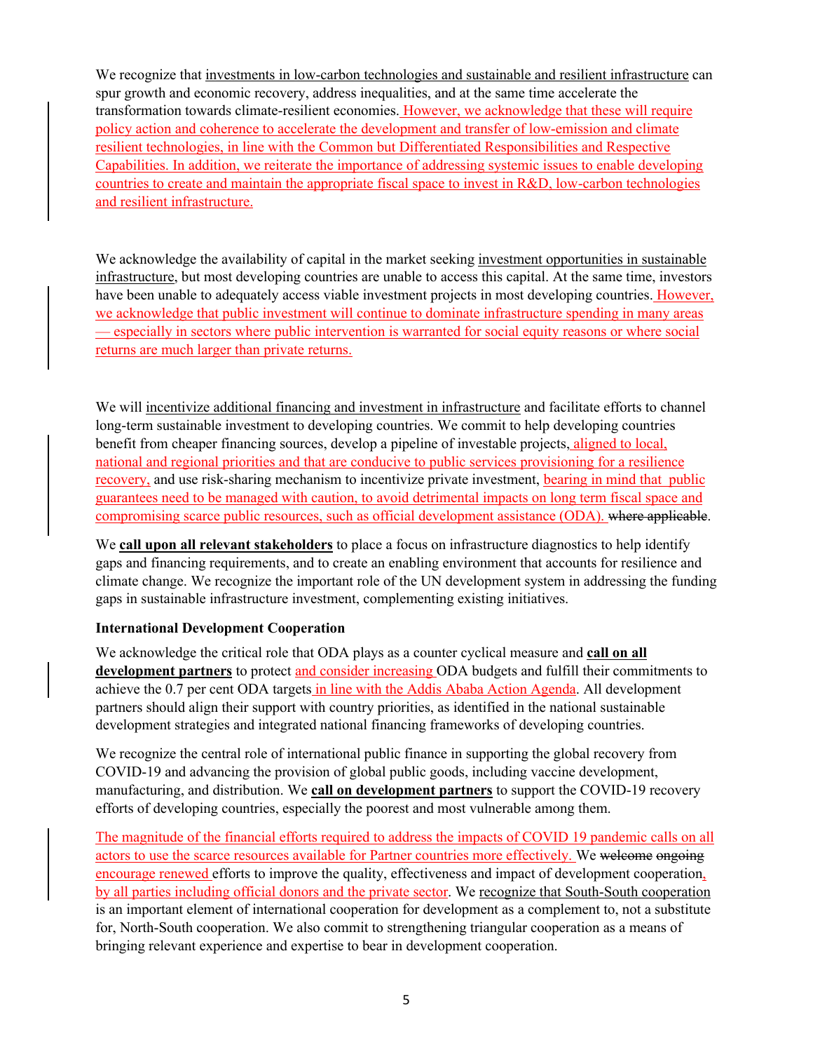We recognize that investments in low-carbon technologies and sustainable and resilient infrastructure can spur growth and economic recovery, address inequalities, and at the same time accelerate the transformation towards climate-resilient economies. However, we acknowledge that these will require policy action and coherence to accelerate the development and transfer of low-emission and climate resilient technologies, in line with the Common but Differentiated Responsibilities and Respective Capabilities. In addition, we reiterate the importance of addressing systemic issues to enable developing countries to create and maintain the appropriate fiscal space to invest in R&D, low-carbon technologies and resilient infrastructure.

We acknowledge the availability of capital in the market seeking investment opportunities in sustainable infrastructure, but most developing countries are unable to access this capital. At the same time, investors have been unable to adequately access viable investment projects in most developing countries. However, we acknowledge that public investment will continue to dominate infrastructure spending in many areas — especially in sectors where public intervention is warranted for social equity reasons or where social returns are much larger than private returns.

We will incentivize additional financing and investment in infrastructure and facilitate efforts to channel long-term sustainable investment to developing countries. We commit to help developing countries benefit from cheaper financing sources, develop a pipeline of investable projects, aligned to local, national and regional priorities and that are conducive to public services provisioning for a resilience recovery, and use risk-sharing mechanism to incentivize private investment, bearing in mind that public guarantees need to be managed with caution, to avoid detrimental impacts on long term fiscal space and compromising scarce public resources, such as official development assistance (ODA). ~~where applicable~~.

We **call upon all relevant stakeholders** to place a focus on infrastructure diagnostics to help identify gaps and financing requirements, and to create an enabling environment that accounts for resilience and climate change. We recognize the important role of the UN development system in addressing the funding gaps in sustainable infrastructure investment, complementing existing initiatives.

**International Development Cooperation**

We acknowledge the critical role that ODA plays as a counter cyclical measure and **call on all development partners** to protect and consider increasing ODA budgets and fulfill their commitments to achieve the 0.7 per cent ODA targets in line with the Addis Ababa Action Agenda. All development partners should align their support with country priorities, as identified in the national sustainable development strategies and integrated national financing frameworks of developing countries.

We recognize the central role of international public finance in supporting the global recovery from COVID-19 and advancing the provision of global public goods, including vaccine development, manufacturing, and distribution. We **call on development partners** to support the COVID-19 recovery efforts of developing countries, especially the poorest and most vulnerable among them.

The magnitude of the financial efforts required to address the impacts of COVID 19 pandemic calls on all actors to use the scarce resources available for Partner countries more effectively. We ~~welcome~~ ~~ongoing~~ encourage renewed efforts to improve the quality, effectiveness and impact of development cooperation, by all parties including official donors and the private sector. We recognize that South-South cooperation is an important element of international cooperation for development as a complement to, not a substitute for, North-South cooperation. We also commit to strengthening triangular cooperation as a means of bringing relevant experience and expertise to bear in development cooperation.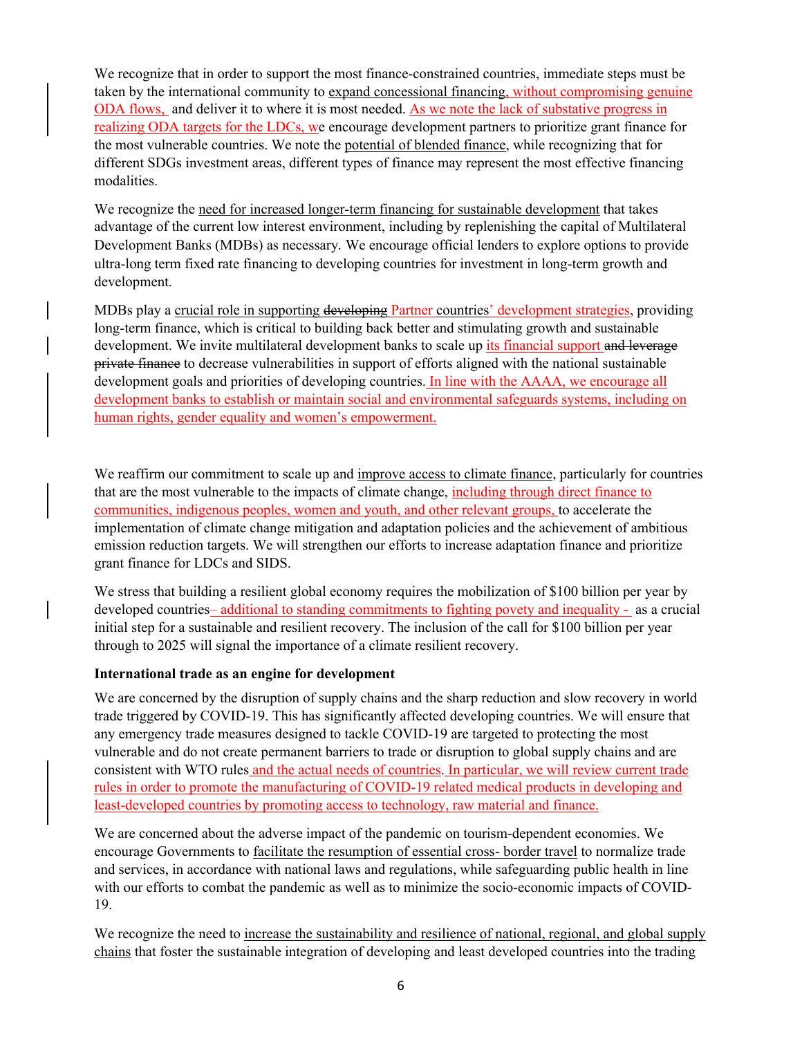We recognize that in order to support the most finance-constrained countries, immediate steps must be taken by the international community to expand concessional financing, without compromising genuine ODA flows, and deliver it to where it is most needed. As we note the lack of substative progress in realizing ODA targets for the LDCs, we encourage development partners to prioritize grant finance for the most vulnerable countries. We note the potential of blended finance, while recognizing that for different SDGs investment areas, different types of finance may represent the most effective financing modalities.

We recognize the need for increased longer-term financing for sustainable development that takes advantage of the current low interest environment, including by replenishing the capital of Multilateral Development Banks (MDBs) as necessary. We encourage official lenders to explore options to provide ultra-long term fixed rate financing to developing countries for investment in long-term growth and development.

MDBs play a crucial role in supporting ~~developing~~ Partner countries' development strategies, providing long-term finance, which is critical to building back better and stimulating growth and sustainable development. We invite multilateral development banks to scale up its financial support ~~and leverage private finance~~ to decrease vulnerabilities in support of efforts aligned with the national sustainable development goals and priorities of developing countries. In line with the AAAA, we encourage all development banks to establish or maintain social and environmental safeguards systems, including on human rights, gender equality and women's empowerment.

We reaffirm our commitment to scale up and improve access to climate finance, particularly for countries that are the most vulnerable to the impacts of climate change, including through direct finance to communities, indigenous peoples, women and youth, and other relevant groups, to accelerate the implementation of climate change mitigation and adaptation policies and the achievement of ambitious emission reduction targets. We will strengthen our efforts to increase adaptation finance and prioritize grant finance for LDCs and SIDS.

We stress that building a resilient global economy requires the mobilization of $100 billion per year by developed countries– additional to standing commitments to fighting povety and inequality - as a crucial initial step for a sustainable and resilient recovery. The inclusion of the call for $100 billion per year through to 2025 will signal the importance of a climate resilient recovery.

**International trade as an engine for development**

We are concerned by the disruption of supply chains and the sharp reduction and slow recovery in world trade triggered by COVID-19. This has significantly affected developing countries. We will ensure that any emergency trade measures designed to tackle COVID-19 are targeted to protecting the most vulnerable and do not create permanent barriers to trade or disruption to global supply chains and are consistent with WTO rules and the actual needs of countries. In particular, we will review current trade rules in order to promote the manufacturing of COVID-19 related medical products in developing and least-developed countries by promoting access to technology, raw material and finance.

We are concerned about the adverse impact of the pandemic on tourism-dependent economies. We encourage Governments to facilitate the resumption of essential cross- border travel to normalize trade and services, in accordance with national laws and regulations, while safeguarding public health in line with our efforts to combat the pandemic as well as to minimize the socio-economic impacts of COVID-19.

We recognize the need to increase the sustainability and resilience of national, regional, and global supply chains that foster the sustainable integration of developing and least developed countries into the trading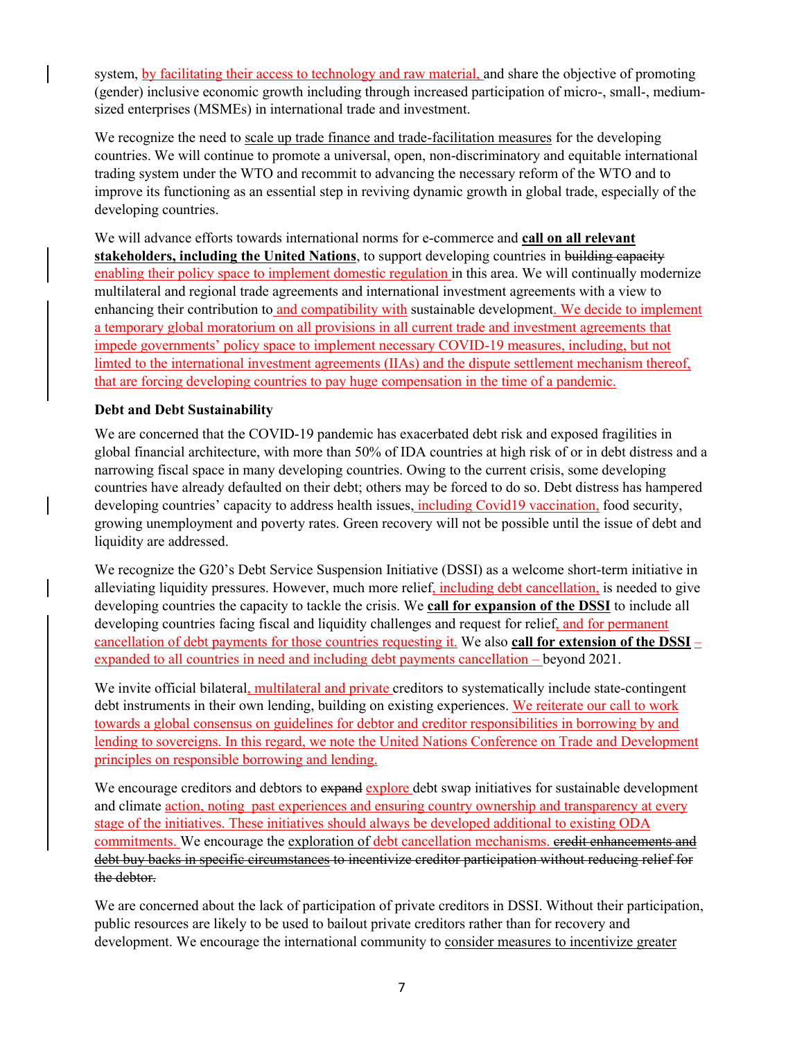system, by facilitating their access to technology and raw material, and share the objective of promoting (gender) inclusive economic growth including through increased participation of micro-, small-, medium-sized enterprises (MSMEs) in international trade and investment.

We recognize the need to scale up trade finance and trade-facilitation measures for the developing countries. We will continue to promote a universal, open, non-discriminatory and equitable international trading system under the WTO and recommit to advancing the necessary reform of the WTO and to improve its functioning as an essential step in reviving dynamic growth in global trade, especially of the developing countries.

We will advance efforts towards international norms for e-commerce and **call on all relevant stakeholders, including the United Nations**, to support developing countries in ~~building capacity~~ enabling their policy space to implement domestic regulation in this area. We will continually modernize multilateral and regional trade agreements and international investment agreements with a view to enhancing their contribution to and compatibility with sustainable development. We decide to implement a temporary global moratorium on all provisions in all current trade and investment agreements that impede governments' policy space to implement necessary COVID-19 measures, including, but not limted to the international investment agreements (IIAs) and the dispute settlement mechanism thereof, that are forcing developing countries to pay huge compensation in the time of a pandemic.

**Debt and Debt Sustainability**

We are concerned that the COVID-19 pandemic has exacerbated debt risk and exposed fragilities in global financial architecture, with more than 50% of IDA countries at high risk of or in debt distress and a narrowing fiscal space in many developing countries. Owing to the current crisis, some developing countries have already defaulted on their debt; others may be forced to do so. Debt distress has hampered developing countries' capacity to address health issues, including Covid19 vaccination, food security, growing unemployment and poverty rates. Green recovery will not be possible until the issue of debt and liquidity are addressed.

We recognize the G20's Debt Service Suspension Initiative (DSSI) as a welcome short-term initiative in alleviating liquidity pressures. However, much more relief, including debt cancellation, is needed to give developing countries the capacity to tackle the crisis. We **call for expansion of the DSSI** to include all developing countries facing fiscal and liquidity challenges and request for relief, and for permanent cancellation of debt payments for those countries requesting it. We also **call for extension of the DSSI** – expanded to all countries in need and including debt payments cancellation – beyond 2021.

We invite official bilateral, multilateral and private creditors to systematically include state-contingent debt instruments in their own lending, building on existing experiences. We reiterate our call to work towards a global consensus on guidelines for debtor and creditor responsibilities in borrowing by and lending to sovereigns. In this regard, we note the United Nations Conference on Trade and Development principles on responsible borrowing and lending.

We encourage creditors and debtors to ~~expand~~ explore debt swap initiatives for sustainable development and climate action, noting past experiences and ensuring country ownership and transparency at every stage of the initiatives. These initiatives should always be developed additional to existing ODA commitments. We encourage the exploration of debt cancellation mechanisms. ~~credit enhancements and debt buy backs in specific circumstances to incentivize creditor participation without reducing relief for the debtor.~~

We are concerned about the lack of participation of private creditors in DSSI. Without their participation, public resources are likely to be used to bailout private creditors rather than for recovery and development. We encourage the international community to consider measures to incentivize greater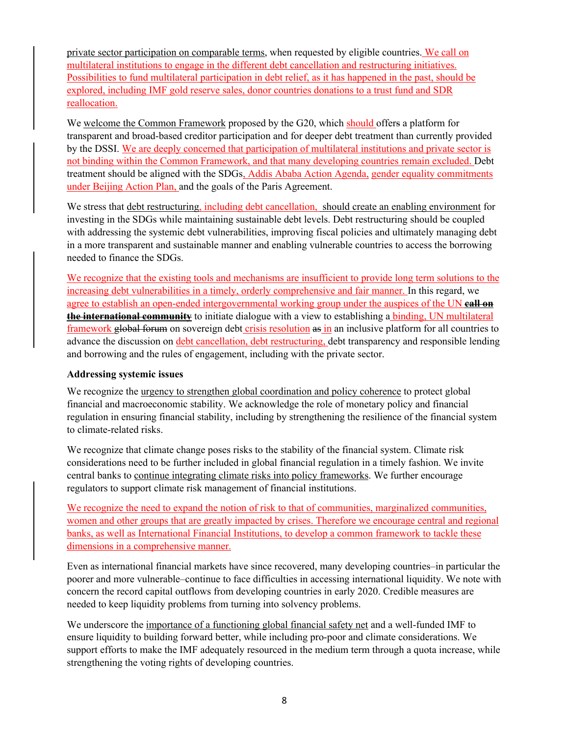private sector participation on comparable terms, when requested by eligible countries. We call on multilateral institutions to engage in the different debt cancellation and restructuring initiatives. Possibilities to fund multilateral participation in debt relief, as it has happened in the past, should be explored, including IMF gold reserve sales, donor countries donations to a trust fund and SDR reallocation.

We welcome the Common Framework proposed by the G20, which should offers a platform for transparent and broad-based creditor participation and for deeper debt treatment than currently provided by the DSSI. We are deeply concerned that participation of multilateral institutions and private sector is not binding within the Common Framework, and that many developing countries remain excluded. Debt treatment should be aligned with the SDGs, Addis Ababa Action Agenda, gender equality commitments under Beijing Action Plan, and the goals of the Paris Agreement.

We stress that debt restructuring, including debt cancellation, should create an enabling environment for investing in the SDGs while maintaining sustainable debt levels. Debt restructuring should be coupled with addressing the systemic debt vulnerabilities, improving fiscal policies and ultimately managing debt in a more transparent and sustainable manner and enabling vulnerable countries to access the borrowing needed to finance the SDGs.

We recognize that the existing tools and mechanisms are insufficient to provide long term solutions to the increasing debt vulnerabilities in a timely, orderly comprehensive and fair manner. In this regard, we agree to establish an open-ended intergovernmental working group under the auspices of the UN ~~**call on the international community**~~ to initiate dialogue with a view to establishing a binding, UN multilateral framework ~~global forum~~ on sovereign debt crisis resolution ~~as~~ in an inclusive platform for all countries to advance the discussion on debt cancellation, debt restructuring, debt transparency and responsible lending and borrowing and the rules of engagement, including with the private sector.

**Addressing systemic issues**

We recognize the urgency to strengthen global coordination and policy coherence to protect global financial and macroeconomic stability. We acknowledge the role of monetary policy and financial regulation in ensuring financial stability, including by strengthening the resilience of the financial system to climate-related risks.

We recognize that climate change poses risks to the stability of the financial system. Climate risk considerations need to be further included in global financial regulation in a timely fashion. We invite central banks to continue integrating climate risks into policy frameworks. We further encourage regulators to support climate risk management of financial institutions.

We recognize the need to expand the notion of risk to that of communities, marginalized communities, women and other groups that are greatly impacted by crises. Therefore we encourage central and regional banks, as well as International Financial Institutions, to develop a common framework to tackle these dimensions in a comprehensive manner.

Even as international financial markets have since recovered, many developing countries–in particular the poorer and more vulnerable–continue to face difficulties in accessing international liquidity. We note with concern the record capital outflows from developing countries in early 2020. Credible measures are needed to keep liquidity problems from turning into solvency problems.

We underscore the importance of a functioning global financial safety net and a well-funded IMF to ensure liquidity to building forward better, while including pro-poor and climate considerations. We support efforts to make the IMF adequately resourced in the medium term through a quota increase, while strengthening the voting rights of developing countries.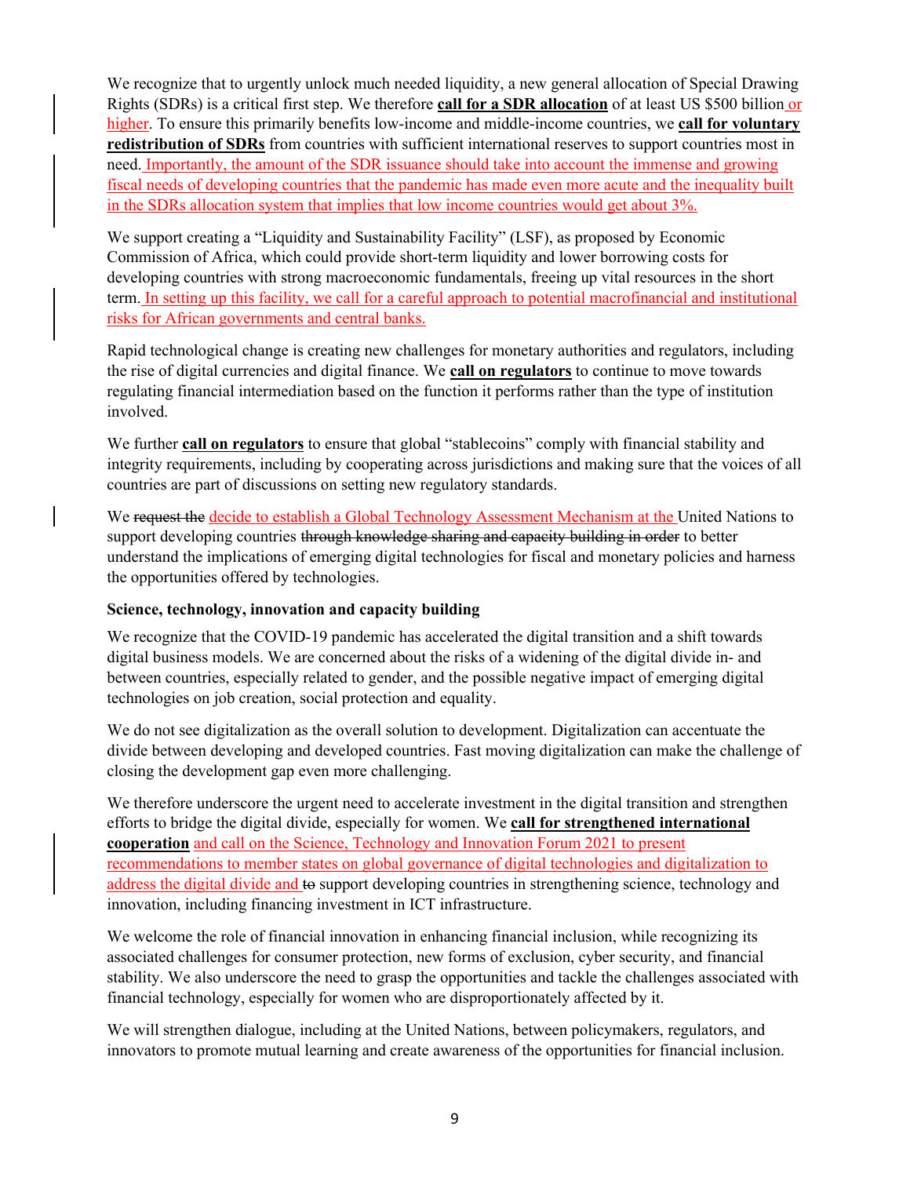We recognize that to urgently unlock much needed liquidity, a new general allocation of Special Drawing Rights (SDRs) is a critical first step. We therefore **call for a SDR allocation** of at least US $500 billion or higher. To ensure this primarily benefits low-income and middle-income countries, we **call for voluntary redistribution of SDRs** from countries with sufficient international reserves to support countries most in need. Importantly, the amount of the SDR issuance should take into account the immense and growing fiscal needs of developing countries that the pandemic has made even more acute and the inequality built in the SDRs allocation system that implies that low income countries would get about 3%.

We support creating a "Liquidity and Sustainability Facility" (LSF), as proposed by Economic Commission of Africa, which could provide short-term liquidity and lower borrowing costs for developing countries with strong macroeconomic fundamentals, freeing up vital resources in the short term. In setting up this facility, we call for a careful approach to potential macrofinancial and institutional risks for African governments and central banks.

Rapid technological change is creating new challenges for monetary authorities and regulators, including the rise of digital currencies and digital finance. We **call on regulators** to continue to move towards regulating financial intermediation based on the function it performs rather than the type of institution involved.

We further **call on regulators** to ensure that global "stablecoins" comply with financial stability and integrity requirements, including by cooperating across jurisdictions and making sure that the voices of all countries are part of discussions on setting new regulatory standards.

We ~~request the~~ decide to establish a Global Technology Assessment Mechanism at the United Nations to support developing countries ~~through knowledge sharing and capacity building in order~~ to better understand the implications of emerging digital technologies for fiscal and monetary policies and harness the opportunities offered by technologies.

**Science, technology, innovation and capacity building**

We recognize that the COVID-19 pandemic has accelerated the digital transition and a shift towards digital business models. We are concerned about the risks of a widening of the digital divide in- and between countries, especially related to gender, and the possible negative impact of emerging digital technologies on job creation, social protection and equality.

We do not see digitalization as the overall solution to development. Digitalization can accentuate the divide between developing and developed countries. Fast moving digitalization can make the challenge of closing the development gap even more challenging.

We therefore underscore the urgent need to accelerate investment in the digital transition and strengthen efforts to bridge the digital divide, especially for women. We **call for strengthened international cooperation** and call on the Science, Technology and Innovation Forum 2021 to present recommendations to member states on global governance of digital technologies and digitalization to address the digital divide and ~~to~~ support developing countries in strengthening science, technology and innovation, including financing investment in ICT infrastructure.

We welcome the role of financial innovation in enhancing financial inclusion, while recognizing its associated challenges for consumer protection, new forms of exclusion, cyber security, and financial stability. We also underscore the need to grasp the opportunities and tackle the challenges associated with financial technology, especially for women who are disproportionately affected by it.

We will strengthen dialogue, including at the United Nations, between policymakers, regulators, and innovators to promote mutual learning and create awareness of the opportunities for financial inclusion.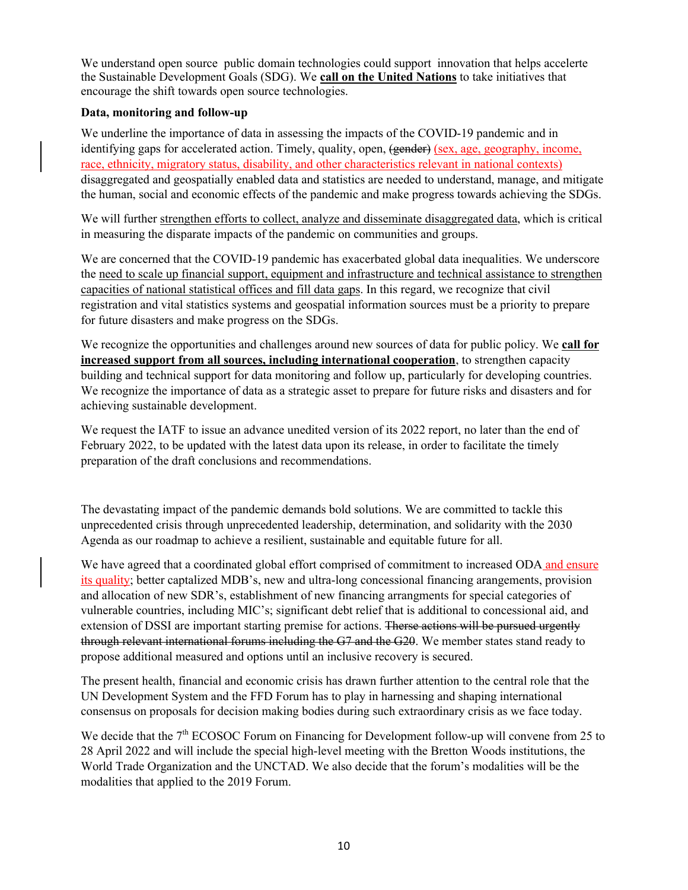We understand open source  public domain technologies could support  innovation that helps accelerte the Sustainable Development Goals (SDG). We **call on the United Nations** to take initiatives that encourage the shift towards open source technologies.

**Data, monitoring and follow-up**

We underline the importance of data in assessing the impacts of the COVID-19 pandemic and in identifying gaps for accelerated action. Timely, quality, open, ~~(gender)~~ (sex, age, geography, income, race, ethnicity, migratory status, disability, and other characteristics relevant in national contexts) disaggregated and geospatially enabled data and statistics are needed to understand, manage, and mitigate the human, social and economic effects of the pandemic and make progress towards achieving the SDGs.

We will further strengthen efforts to collect, analyze and disseminate disaggregated data, which is critical in measuring the disparate impacts of the pandemic on communities and groups.

We are concerned that the COVID-19 pandemic has exacerbated global data inequalities. We underscore the need to scale up financial support, equipment and infrastructure and technical assistance to strengthen capacities of national statistical offices and fill data gaps. In this regard, we recognize that civil registration and vital statistics systems and geospatial information sources must be a priority to prepare for future disasters and make progress on the SDGs.

We recognize the opportunities and challenges around new sources of data for public policy. We **call for increased support from all sources, including international cooperation**, to strengthen capacity building and technical support for data monitoring and follow up, particularly for developing countries. We recognize the importance of data as a strategic asset to prepare for future risks and disasters and for achieving sustainable development.

We request the IATF to issue an advance unedited version of its 2022 report, no later than the end of February 2022, to be updated with the latest data upon its release, in order to facilitate the timely preparation of the draft conclusions and recommendations.

The devastating impact of the pandemic demands bold solutions. We are committed to tackle this unprecedented crisis through unprecedented leadership, determination, and solidarity with the 2030 Agenda as our roadmap to achieve a resilient, sustainable and equitable future for all.

We have agreed that a coordinated global effort comprised of commitment to increased ODA and ensure its quality; better captalized MDB's, new and ultra-long concessional financing arangements, provision and allocation of new SDR's, establishment of new financing arrangments for special categories of vulnerable countries, including MIC's; significant debt relief that is additional to concessional aid, and extension of DSSI are important starting premise for actions. ~~Therse actions will be pursued urgently through relevant international forums including the G7 and the G20~~. We member states stand ready to propose additional measured and options until an inclusive recovery is secured.

The present health, financial and economic crisis has drawn further attention to the central role that the UN Development System and the FFD Forum has to play in harnessing and shaping international consensus on proposals for decision making bodies during such extraordinary crisis as we face today.

We decide that the 7th ECOSOC Forum on Financing for Development follow-up will convene from 25 to 28 April 2022 and will include the special high-level meeting with the Bretton Woods institutions, the World Trade Organization and the UNCTAD. We also decide that the forum's modalities will be the modalities that applied to the 2019 Forum.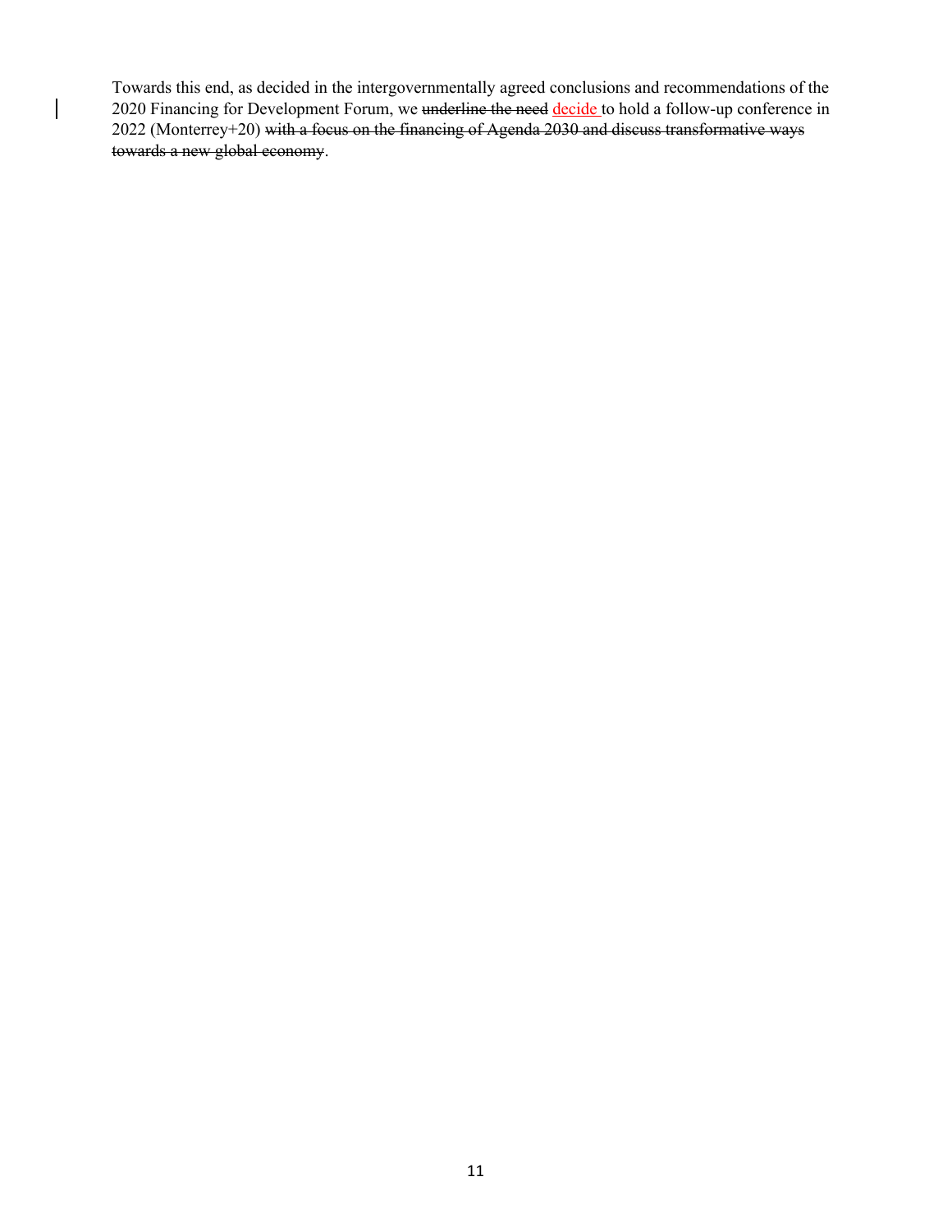Towards this end, as decided in the intergovernmentally agreed conclusions and recommendations of the 2020 Financing for Development Forum, we ~~underline the need~~ decide to hold a follow-up conference in 2022 (Monterrey+20) ~~with a focus on the financing of Agenda 2030 and discuss transformative ways towards a new global economy~~.